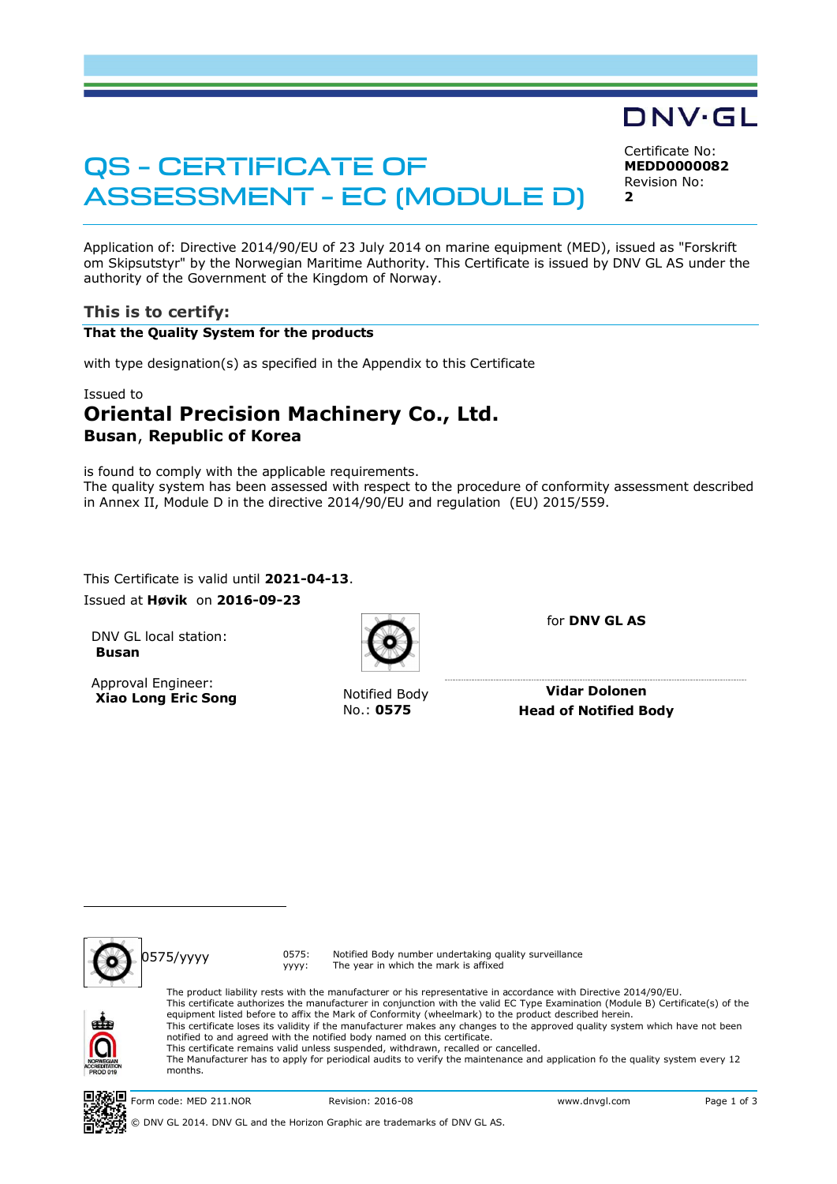DNV·GL

# QS - CERTIFICATE OF ASSESSMENT - EC (MODULE D)

Certificate No:
**MEDD0000082**
Revision No:
**2**

Application of: Directive 2014/90/EU of 23 July 2014 on marine equipment (MED), issued as "Forskrift om Skipsutstyr" by the Norwegian Maritime Authority. This Certificate is issued by DNV GL AS under the authority of the Government of the Kingdom of Norway.

## This is to certify:

**That the Quality System for the products**

with type designation(s) as specified in the Appendix to this Certificate

Issued to

# Oriental Precision Machinery Co., Ltd.

**Busan**, **Republic of Korea**

is found to comply with the applicable requirements.
The quality system has been assessed with respect to the procedure of conformity assessment described in Annex II, Module D in the directive 2014/90/EU and regulation (EU) 2015/559.

This Certificate is valid until **2021-04-13**.
Issued at **Høvik** on **2016-09-23**

DNV GL local station:
**Busan**

Approval Engineer:
**Xiao Long Eric Song**

Notified Body
No.: **0575**

for **DNV GL AS**

**Vidar Dolonen**
**Head of Notified Body**

0575/yyyy

0575: Notified Body number undertaking quality surveillance
yyyy: The year in which the mark is affixed

The product liability rests with the manufacturer or his representative in accordance with Directive 2014/90/EU.
This certificate authorizes the manufacturer in conjunction with the valid EC Type Examination (Module B) Certificate(s) of the equipment listed before to affix the Mark of Conformity (wheelmark) to the product described herein.
This certificate loses its validity if the manufacturer makes any changes to the approved quality system which have not been notified to and agreed with the notified body named on this certificate.
This certificate remains valid unless suspended, withdrawn, recalled or cancelled.
The Manufacturer has to apply for periodical audits to verify the maintenance and application fo the quality system every 12 months.

NORWEGIAN ACCREDITATION PROD 019

Form code: MED 211.NOR Revision: 2016-08 www.dnvgl.com

© DNV GL 2014. DNV GL and the Horizon Graphic are trademarks of DNV GL AS.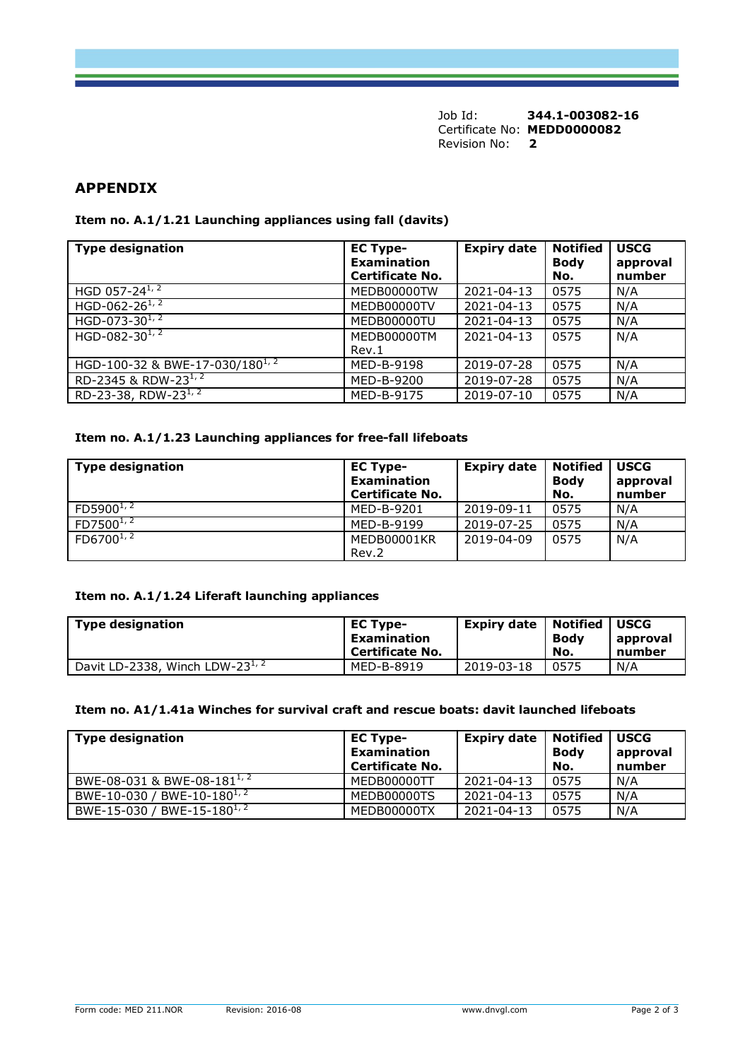Job Id: **344.1-003082-16**
Certificate No: **MEDD0000082**
Revision No: **2**

## APPENDIX

### Item no. A.1/1.21 Launching appliances using fall (davits)

| Type designation | EC Type-Examination Certificate No. | Expiry date | Notified Body No. | USCG approval number |
|---|---|---|---|---|
| HGD 057-24[1, 2] | MEDB00000TW | 2021-04-13 | 0575 | N/A |
| HGD-062-26[1, 2] | MEDB00000TV | 2021-04-13 | 0575 | N/A |
| HGD-073-30[1, 2] | MEDB00000TU | 2021-04-13 | 0575 | N/A |
| HGD-082-30[1, 2] | MEDB00000TM Rev.1 | 2021-04-13 | 0575 | N/A |
| HGD-100-32 & BWE-17-030/180[1, 2] | MED-B-9198 | 2019-07-28 | 0575 | N/A |
| RD-2345 & RDW-23[1, 2] | MED-B-9200 | 2019-07-28 | 0575 | N/A |
| RD-23-38, RDW-23[1, 2] | MED-B-9175 | 2019-07-10 | 0575 | N/A |

### Item no. A.1/1.23 Launching appliances for free-fall lifeboats

| Type designation | EC Type-Examination Certificate No. | Expiry date | Notified Body No. | USCG approval number |
|---|---|---|---|---|
| FD5900[1, 2] | MED-B-9201 | 2019-09-11 | 0575 | N/A |
| FD7500[1, 2] | MED-B-9199 | 2019-07-25 | 0575 | N/A |
| FD6700[1, 2] | MEDB00001KR Rev.2 | 2019-04-09 | 0575 | N/A |

### Item no. A.1/1.24 Liferaft launching appliances

| Type designation | EC Type-Examination Certificate No. | Expiry date | Notified Body No. | USCG approval number |
|---|---|---|---|---|
| Davit LD-2338, Winch LDW-23[1, 2] | MED-B-8919 | 2019-03-18 | 0575 | N/A |

### Item no. A1/1.41a Winches for survival craft and rescue boats: davit launched lifeboats

| Type designation | EC Type-Examination Certificate No. | Expiry date | Notified Body No. | USCG approval number |
|---|---|---|---|---|
| BWE-08-031 & BWE-08-181[1, 2] | MEDB00000TT | 2021-04-13 | 0575 | N/A |
| BWE-10-030 / BWE-10-180[1, 2] | MEDB00000TS | 2021-04-13 | 0575 | N/A |
| BWE-15-030 / BWE-15-180[1, 2] | MEDB00000TX | 2021-04-13 | 0575 | N/A |

Form code: MED 211.NOR Revision: 2016-08 www.dnvgl.com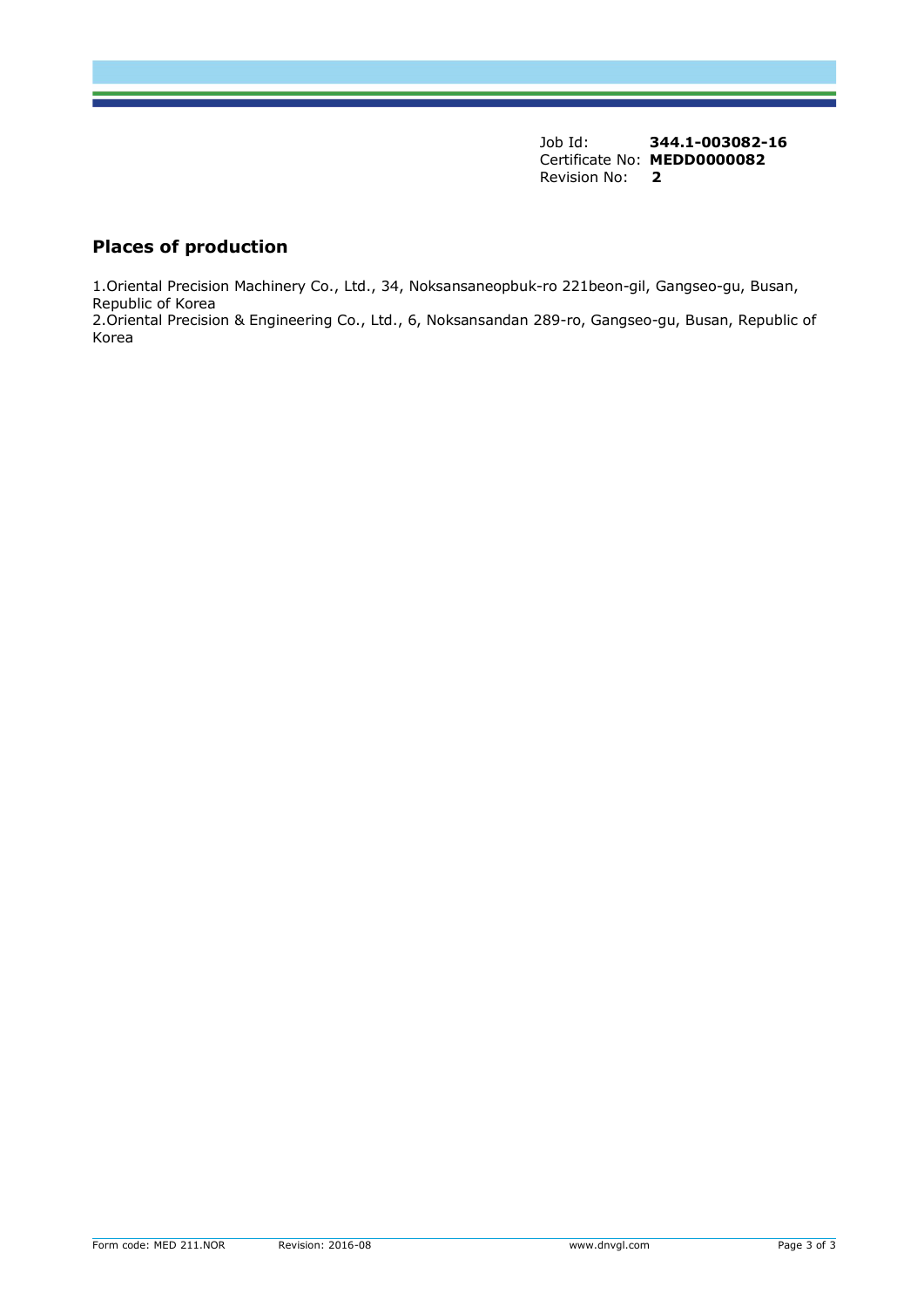Job Id: **344.1-003082-16**
Certificate No: **MEDD0000082**
Revision No: **2**

## Places of production

1.Oriental Precision Machinery Co., Ltd., 34, Noksansaneopbuk-ro 221beon-gil, Gangseo-gu, Busan, Republic of Korea
2.Oriental Precision & Engineering Co., Ltd., 6, Noksansandan 289-ro, Gangseo-gu, Busan, Republic of Korea